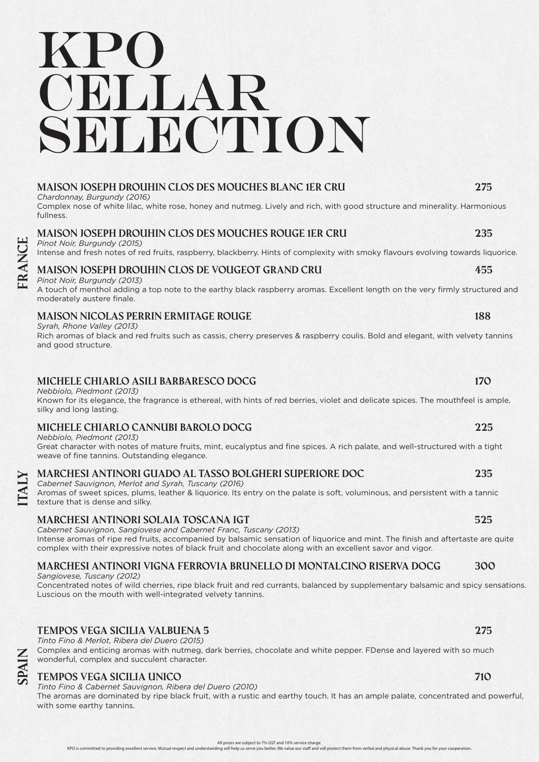# KPO CELLAR SELECTION

## FRANCE

### MAISON JOSEPH DROUHIN CLOS DES MOUCHES BLANC 1ER CRU — 275
*Chardonnay, Burgundy (2016)*
Complex nose of white lilac, white rose, honey and nutmeg. Lively and rich, with good structure and minerality. Harmonious fullness.

### MAISON JOSEPH DROUHIN CLOS DES MOUCHES ROUGE 1ER CRU — 235
*Pinot Noir, Burgundy (2015)*
Intense and fresh notes of red fruits, raspberry, blackberry. Hints of complexity with smoky flavours evolving towards liquorice.

### MAISON JOSEPH DROUHIN CLOS DE VOUGEOT GRAND CRU — 455
*Pinot Noir, Burgundy (2013)*
A touch of menthol adding a top note to the earthy black raspberry aromas. Excellent length on the very firmly structured and moderately austere finale.

### MAISON NICOLAS PERRIN ERMITAGE ROUGE — 188
*Syrah, Rhone Valley (2013)*
Rich aromas of black and red fruits such as cassis, cherry preserves & raspberry coulis. Bold and elegant, with velvety tannins and good structure.

## ITALY

### MICHELE CHIARLO ASILI BARBARESCO DOCG — 170
*Nebbiolo, Piedmont (2013)*
Known for its elegance, the fragrance is ethereal, with hints of red berries, violet and delicate spices. The mouthfeel is ample, silky and long lasting.

### MICHELE CHIARLO CANNUBI BAROLO DOCG — 225
*Nebbiolo, Piedmont (2013)*
Great character with notes of mature fruits, mint, eucalyptus and fine spices. A rich palate, and well-structured with a tight weave of fine tannins. Outstanding elegance.

### MARCHESI ANTINORI GUADO AL TASSO BOLGHERI SUPERIORE DOC — 235
*Cabernet Sauvignon, Merlot and Syrah, Tuscany (2016)*
Aromas of sweet spices, plums, leather & liquorice. Its entry on the palate is soft, voluminous, and persistent with a tannic texture that is dense and silky.

### MARCHESI ANTINORI SOLAIA TOSCANA IGT — 525
*Cabernet Sauvignon, Sangiovese and Cabernet Franc, Tuscany (2013)*
Intense aromas of ripe red fruits, accompanied by balsamic sensation of liquorice and mint. The finish and aftertaste are quite complex with their expressive notes of black fruit and chocolate along with an excellent savor and vigor.

### MARCHESI ANTINORI VIGNA FERROVIA BRUNELLO DI MONTALCINO RISERVA DOCG — 300
*Sangiovese, Tuscany (2012)*
Concentrated notes of wild cherries, ripe black fruit and red currants, balanced by supplementary balsamic and spicy sensations. Luscious on the mouth with well-integrated velvety tannins.

## SPAIN

### TEMPOS VEGA SICILIA VALBUENA 5 — 275
*Tinto Fino & Merlot, Ribera del Duero (2015)*
Complex and enticing aromas with nutmeg, dark berries, chocolate and white pepper. FDense and layered with so much wonderful, complex and succulent character.

### TEMPOS VEGA SICILIA UNICO — 710
*Tinto Fino & Cabernet Sauvignon, Ribera del Duero (2010)*
The aromas are dominated by ripe black fruit, with a rustic and earthy touch. It has an ample palate, concentrated and powerful, with some earthy tannins.

All prices are subject to 7% GST and 10% service charge.
KPO is committed to providing excellent service. Mutual respect and understanding will help us serve you better. We value our staff and will protect them from verbal and physical abuse. Thank you for your cooperation.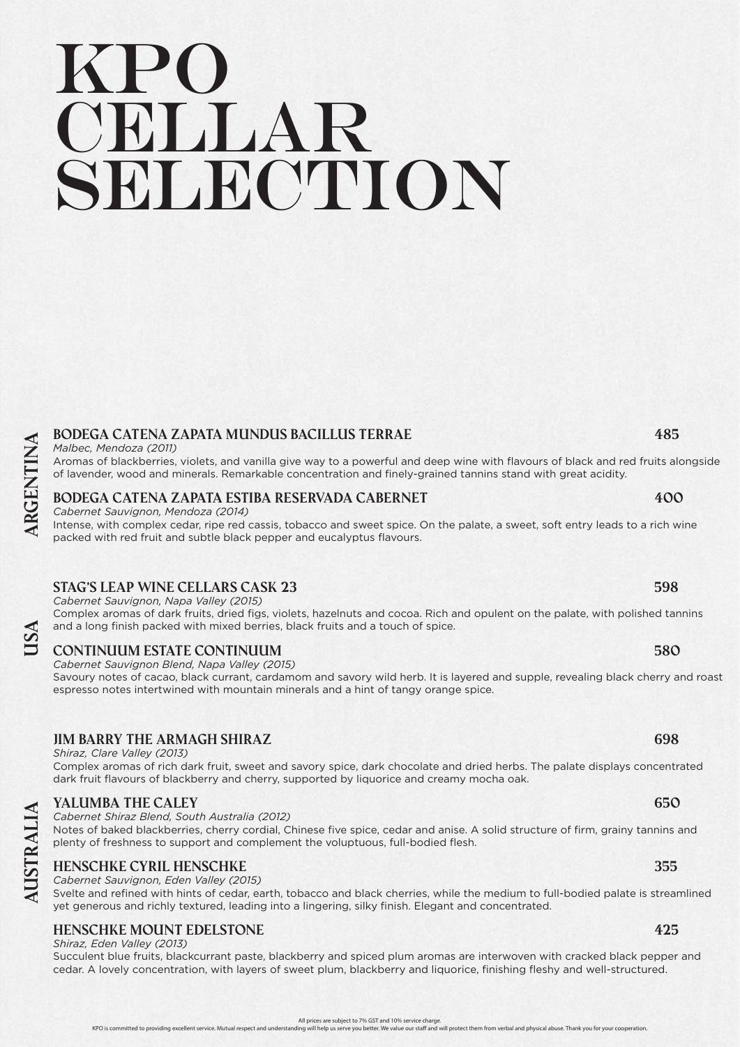# KPO CELLAR SELECTION

## ARGENTINA

### BODEGA CATENA ZAPATA MUNDUS BACILLUS TERRAE — 485

*Malbec, Mendoza (2011)*

Aromas of blackberries, violets, and vanilla give way to a powerful and deep wine with flavours of black and red fruits alongside of lavender, wood and minerals. Remarkable concentration and finely-grained tannins stand with great acidity.

### BODEGA CATENA ZAPATA ESTIBA RESERVADA CABERNET — 400

*Cabernet Sauvignon, Mendoza (2014)*

Intense, with complex cedar, ripe red cassis, tobacco and sweet spice. On the palate, a sweet, soft entry leads to a rich wine packed with red fruit and subtle black pepper and eucalyptus flavours.

## USA

### STAG'S LEAP WINE CELLARS CASK 23 — 598

*Cabernet Sauvignon, Napa Valley (2015)*

Complex aromas of dark fruits, dried figs, violets, hazelnuts and cocoa. Rich and opulent on the palate, with polished tannins and a long finish packed with mixed berries, black fruits and a touch of spice.

### CONTINUUM ESTATE CONTINUUM — 580

*Cabernet Sauvignon Blend, Napa Valley (2015)*

Savoury notes of cacao, black currant, cardamom and savory wild herb. It is layered and supple, revealing black cherry and roast espresso notes intertwined with mountain minerals and a hint of tangy orange spice.

## AUSTRALIA

### JIM BARRY THE ARMAGH SHIRAZ — 698

*Shiraz, Clare Valley (2013)*

Complex aromas of rich dark fruit, sweet and savory spice, dark chocolate and dried herbs. The palate displays concentrated dark fruit flavours of blackberry and cherry, supported by liquorice and creamy mocha oak.

### YALUMBA THE CALEY — 650

*Cabernet Shiraz Blend, South Australia (2012)*

Notes of baked blackberries, cherry cordial, Chinese five spice, cedar and anise. A solid structure of firm, grainy tannins and plenty of freshness to support and complement the voluptuous, full-bodied flesh.

### HENSCHKE CYRIL HENSCHKE — 355

*Cabernet Sauvignon, Eden Valley (2015)*

Svelte and refined with hints of cedar, earth, tobacco and black cherries, while the medium to full-bodied palate is streamlined yet generous and richly textured, leading into a lingering, silky finish. Elegant and concentrated.

### HENSCHKE MOUNT EDELSTONE — 425

*Shiraz, Eden Valley (2013)*

Succulent blue fruits, blackcurrant paste, blackberry and spiced plum aromas are interwoven with cracked black pepper and cedar. A lovely concentration, with layers of sweet plum, blackberry and liquorice, finishing fleshy and well-structured.

All prices are subject to 7% GST and 10% service charge.

KPO is committed to providing excellent service. Mutual respect and understanding will help us serve you better. We value our staff and will protect them from verbal and physical abuse. Thank you for your cooperation.